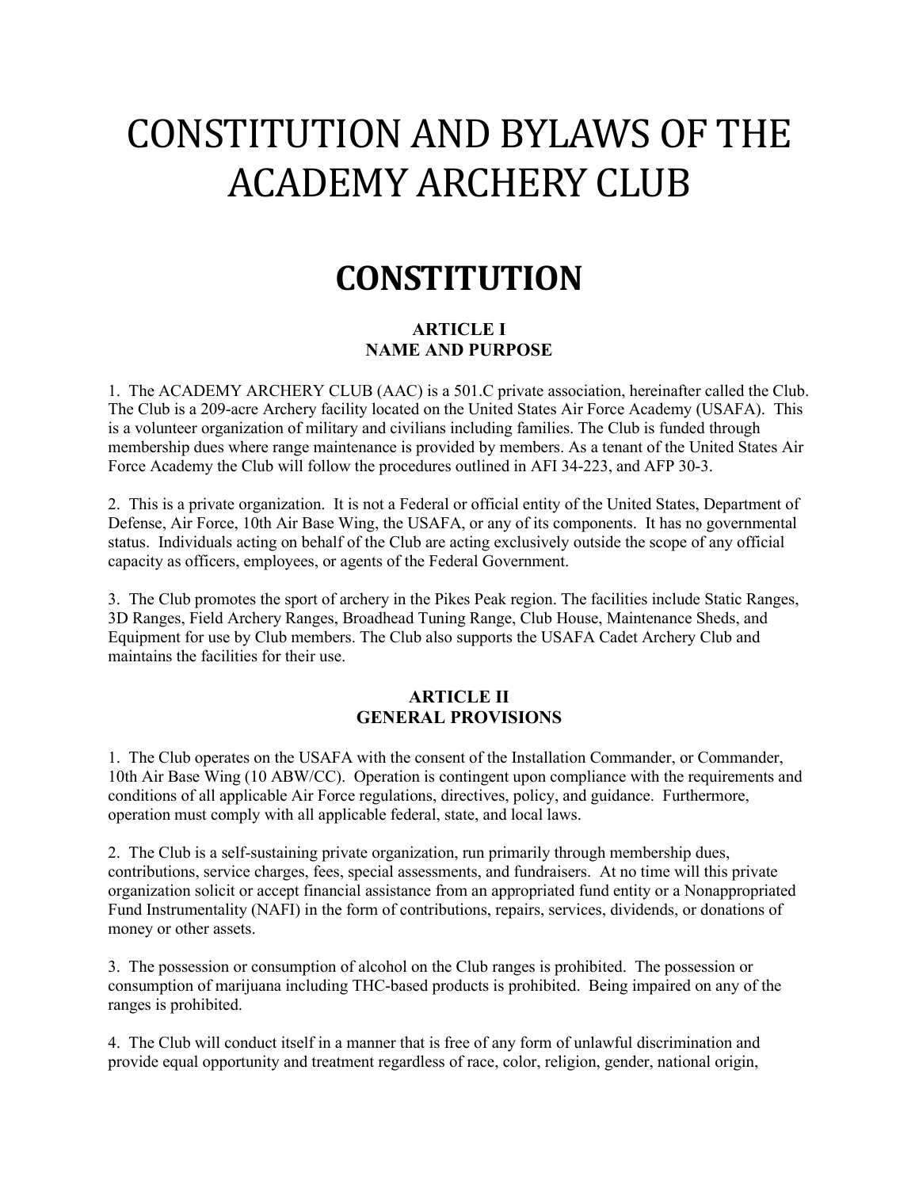# CONSTITUTION AND BYLAWS OF THE ACADEMY ARCHERY CLUB

# CONSTITUTION

### ARTICLE I
### NAME AND PURPOSE

1. The ACADEMY ARCHERY CLUB (AAC) is a 501.C private association, hereinafter called the Club. The Club is a 209-acre Archery facility located on the United States Air Force Academy (USAFA). This is a volunteer organization of military and civilians including families. The Club is funded through membership dues where range maintenance is provided by members. As a tenant of the United States Air Force Academy the Club will follow the procedures outlined in AFI 34-223, and AFP 30-3.

2. This is a private organization. It is not a Federal or official entity of the United States, Department of Defense, Air Force, 10th Air Base Wing, the USAFA, or any of its components. It has no governmental status. Individuals acting on behalf of the Club are acting exclusively outside the scope of any official capacity as officers, employees, or agents of the Federal Government.

3. The Club promotes the sport of archery in the Pikes Peak region. The facilities include Static Ranges, 3D Ranges, Field Archery Ranges, Broadhead Tuning Range, Club House, Maintenance Sheds, and Equipment for use by Club members. The Club also supports the USAFA Cadet Archery Club and maintains the facilities for their use.

### ARTICLE II
### GENERAL PROVISIONS

1. The Club operates on the USAFA with the consent of the Installation Commander, or Commander, 10th Air Base Wing (10 ABW/CC). Operation is contingent upon compliance with the requirements and conditions of all applicable Air Force regulations, directives, policy, and guidance. Furthermore, operation must comply with all applicable federal, state, and local laws.

2. The Club is a self-sustaining private organization, run primarily through membership dues, contributions, service charges, fees, special assessments, and fundraisers. At no time will this private organization solicit or accept financial assistance from an appropriated fund entity or a Nonappropriated Fund Instrumentality (NAFI) in the form of contributions, repairs, services, dividends, or donations of money or other assets.

3. The possession or consumption of alcohol on the Club ranges is prohibited. The possession or consumption of marijuana including THC-based products is prohibited. Being impaired on any of the ranges is prohibited.

4. The Club will conduct itself in a manner that is free of any form of unlawful discrimination and provide equal opportunity and treatment regardless of race, color, religion, gender, national origin,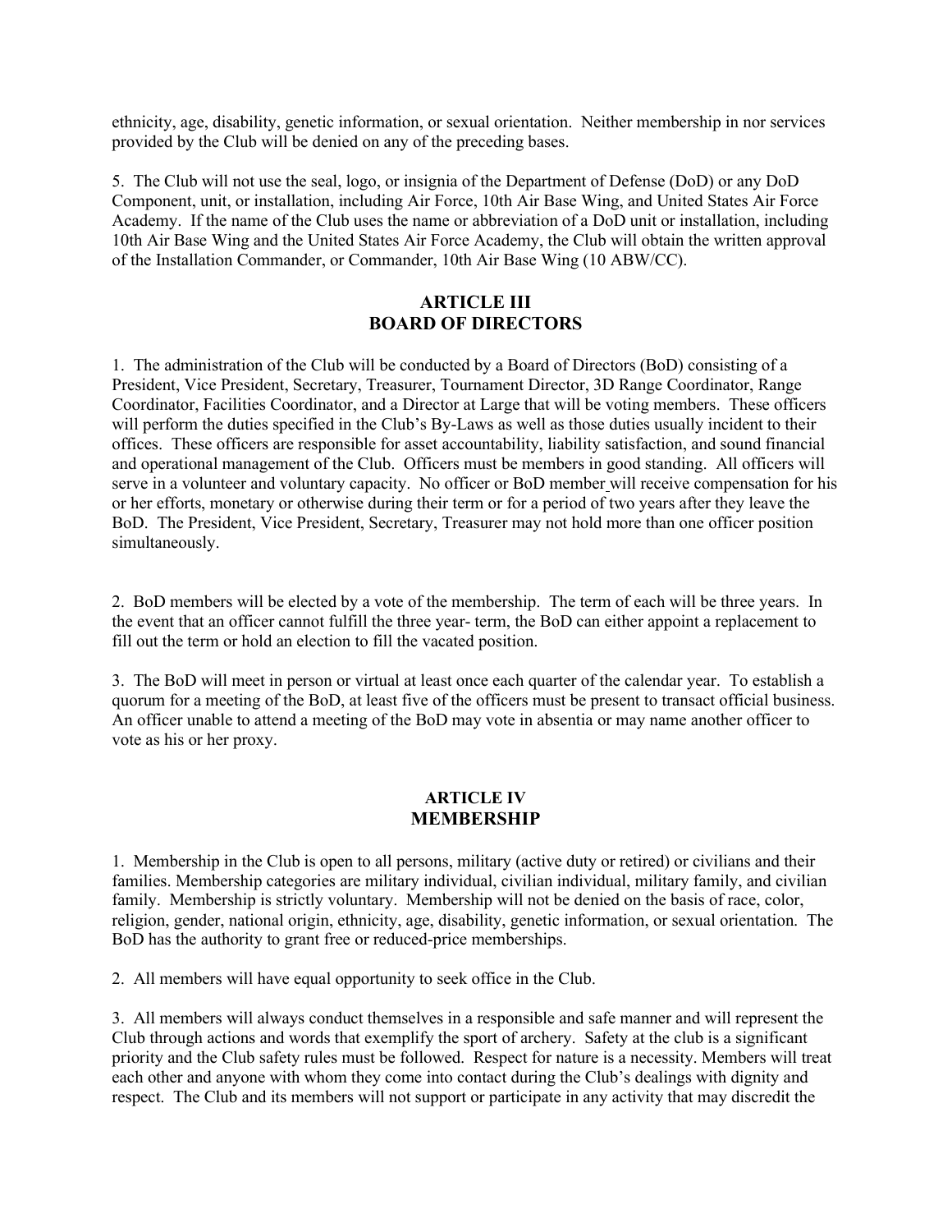ethnicity, age, disability, genetic information, or sexual orientation. Neither membership in nor services provided by the Club will be denied on any of the preceding bases.

5. The Club will not use the seal, logo, or insignia of the Department of Defense (DoD) or any DoD Component, unit, or installation, including Air Force, 10th Air Base Wing, and United States Air Force Academy. If the name of the Club uses the name or abbreviation of a DoD unit or installation, including 10th Air Base Wing and the United States Air Force Academy, the Club will obtain the written approval of the Installation Commander, or Commander, 10th Air Base Wing (10 ABW/CC).

## ARTICLE III
## BOARD OF DIRECTORS

1. The administration of the Club will be conducted by a Board of Directors (BoD) consisting of a President, Vice President, Secretary, Treasurer, Tournament Director, 3D Range Coordinator, Range Coordinator, Facilities Coordinator, and a Director at Large that will be voting members. These officers will perform the duties specified in the Club's By-Laws as well as those duties usually incident to their offices. These officers are responsible for asset accountability, liability satisfaction, and sound financial and operational management of the Club. Officers must be members in good standing. All officers will serve in a volunteer and voluntary capacity. No officer or BoD member will receive compensation for his or her efforts, monetary or otherwise during their term or for a period of two years after they leave the BoD. The President, Vice President, Secretary, Treasurer may not hold more than one officer position simultaneously.

2. BoD members will be elected by a vote of the membership. The term of each will be three years. In the event that an officer cannot fulfill the three year- term, the BoD can either appoint a replacement to fill out the term or hold an election to fill the vacated position.

3. The BoD will meet in person or virtual at least once each quarter of the calendar year. To establish a quorum for a meeting of the BoD, at least five of the officers must be present to transact official business. An officer unable to attend a meeting of the BoD may vote in absentia or may name another officer to vote as his or her proxy.

## ARTICLE IV
## MEMBERSHIP

1. Membership in the Club is open to all persons, military (active duty or retired) or civilians and their families. Membership categories are military individual, civilian individual, military family, and civilian family. Membership is strictly voluntary. Membership will not be denied on the basis of race, color, religion, gender, national origin, ethnicity, age, disability, genetic information, or sexual orientation. The BoD has the authority to grant free or reduced-price memberships.

2. All members will have equal opportunity to seek office in the Club.

3. All members will always conduct themselves in a responsible and safe manner and will represent the Club through actions and words that exemplify the sport of archery. Safety at the club is a significant priority and the Club safety rules must be followed. Respect for nature is a necessity. Members will treat each other and anyone with whom they come into contact during the Club's dealings with dignity and respect. The Club and its members will not support or participate in any activity that may discredit the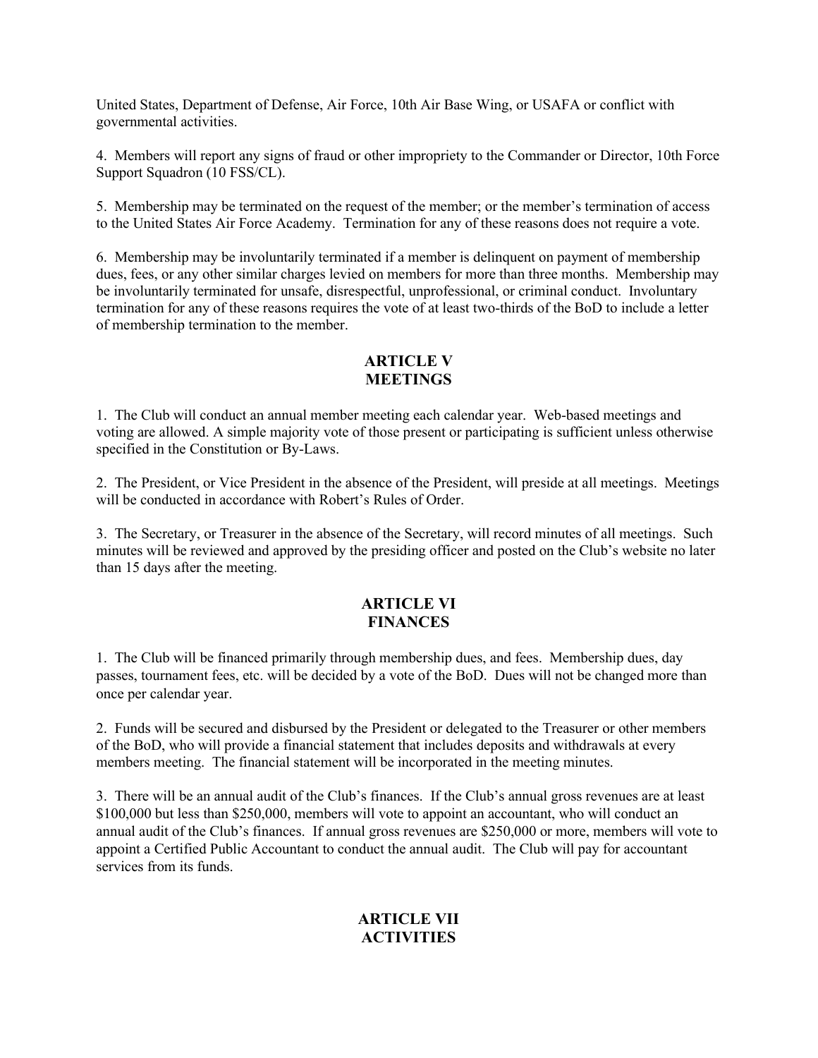United States, Department of Defense, Air Force, 10th Air Base Wing, or USAFA or conflict with governmental activities.

4. Members will report any signs of fraud or other impropriety to the Commander or Director, 10th Force Support Squadron (10 FSS/CL).

5. Membership may be terminated on the request of the member; or the member's termination of access to the United States Air Force Academy. Termination for any of these reasons does not require a vote.

6. Membership may be involuntarily terminated if a member is delinquent on payment of membership dues, fees, or any other similar charges levied on members for more than three months. Membership may be involuntarily terminated for unsafe, disrespectful, unprofessional, or criminal conduct. Involuntary termination for any of these reasons requires the vote of at least two-thirds of the BoD to include a letter of membership termination to the member.

## ARTICLE V
## MEETINGS

1. The Club will conduct an annual member meeting each calendar year. Web-based meetings and voting are allowed. A simple majority vote of those present or participating is sufficient unless otherwise specified in the Constitution or By-Laws.

2. The President, or Vice President in the absence of the President, will preside at all meetings. Meetings will be conducted in accordance with Robert's Rules of Order.

3. The Secretary, or Treasurer in the absence of the Secretary, will record minutes of all meetings. Such minutes will be reviewed and approved by the presiding officer and posted on the Club's website no later than 15 days after the meeting.

## ARTICLE VI
## FINANCES

1. The Club will be financed primarily through membership dues, and fees. Membership dues, day passes, tournament fees, etc. will be decided by a vote of the BoD. Dues will not be changed more than once per calendar year.

2. Funds will be secured and disbursed by the President or delegated to the Treasurer or other members of the BoD, who will provide a financial statement that includes deposits and withdrawals at every members meeting. The financial statement will be incorporated in the meeting minutes.

3. There will be an annual audit of the Club's finances. If the Club's annual gross revenues are at least $100,000 but less than $250,000, members will vote to appoint an accountant, who will conduct an annual audit of the Club's finances. If annual gross revenues are $250,000 or more, members will vote to appoint a Certified Public Accountant to conduct the annual audit. The Club will pay for accountant services from its funds.

## ARTICLE VII
## ACTIVITIES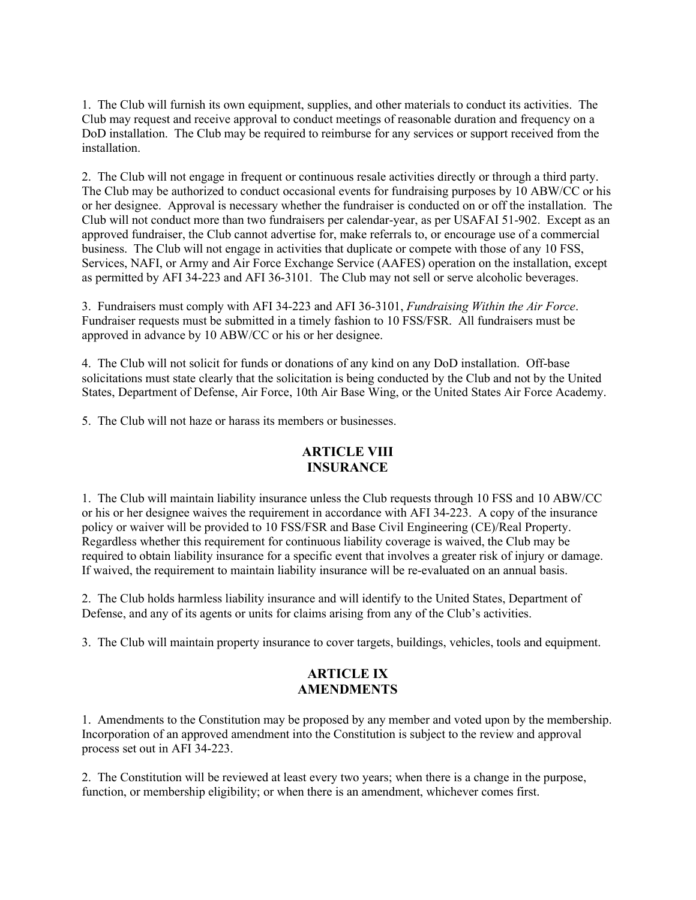1. The Club will furnish its own equipment, supplies, and other materials to conduct its activities. The Club may request and receive approval to conduct meetings of reasonable duration and frequency on a DoD installation. The Club may be required to reimburse for any services or support received from the installation.

2. The Club will not engage in frequent or continuous resale activities directly or through a third party. The Club may be authorized to conduct occasional events for fundraising purposes by 10 ABW/CC or his or her designee. Approval is necessary whether the fundraiser is conducted on or off the installation. The Club will not conduct more than two fundraisers per calendar-year, as per USAFAI 51-902. Except as an approved fundraiser, the Club cannot advertise for, make referrals to, or encourage use of a commercial business. The Club will not engage in activities that duplicate or compete with those of any 10 FSS, Services, NAFI, or Army and Air Force Exchange Service (AAFES) operation on the installation, except as permitted by AFI 34-223 and AFI 36-3101. The Club may not sell or serve alcoholic beverages.

3. Fundraisers must comply with AFI 34-223 and AFI 36-3101, *Fundraising Within the Air Force*. Fundraiser requests must be submitted in a timely fashion to 10 FSS/FSR. All fundraisers must be approved in advance by 10 ABW/CC or his or her designee.

4. The Club will not solicit for funds or donations of any kind on any DoD installation. Off-base solicitations must state clearly that the solicitation is being conducted by the Club and not by the United States, Department of Defense, Air Force, 10th Air Base Wing, or the United States Air Force Academy.

5. The Club will not haze or harass its members or businesses.

## ARTICLE VIII
## INSURANCE

1. The Club will maintain liability insurance unless the Club requests through 10 FSS and 10 ABW/CC or his or her designee waives the requirement in accordance with AFI 34-223. A copy of the insurance policy or waiver will be provided to 10 FSS/FSR and Base Civil Engineering (CE)/Real Property. Regardless whether this requirement for continuous liability coverage is waived, the Club may be required to obtain liability insurance for a specific event that involves a greater risk of injury or damage. If waived, the requirement to maintain liability insurance will be re-evaluated on an annual basis.

2. The Club holds harmless liability insurance and will identify to the United States, Department of Defense, and any of its agents or units for claims arising from any of the Club's activities.

3. The Club will maintain property insurance to cover targets, buildings, vehicles, tools and equipment.

## ARTICLE IX
## AMENDMENTS

1. Amendments to the Constitution may be proposed by any member and voted upon by the membership. Incorporation of an approved amendment into the Constitution is subject to the review and approval process set out in AFI 34-223.

2. The Constitution will be reviewed at least every two years; when there is a change in the purpose, function, or membership eligibility; or when there is an amendment, whichever comes first.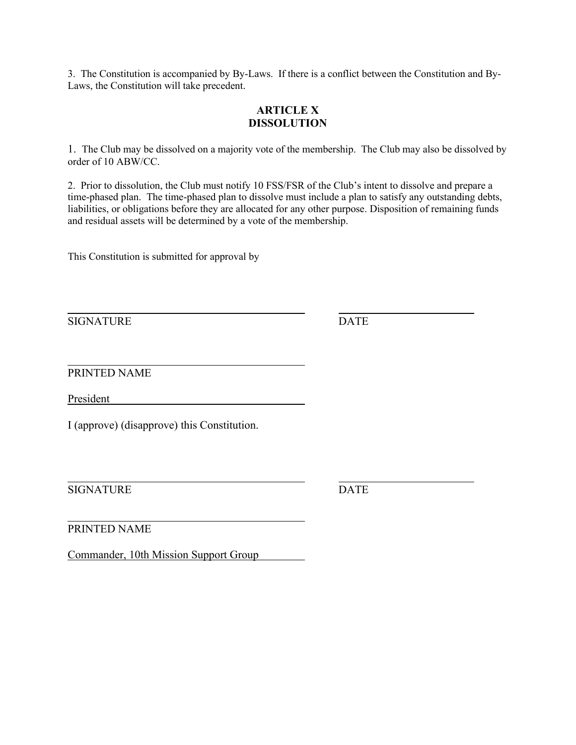3. The Constitution is accompanied by By-Laws. If there is a conflict between the Constitution and By-Laws, the Constitution will take precedent.

## ARTICLE X
## DISSOLUTION

1. The Club may be dissolved on a majority vote of the membership. The Club may also be dissolved by order of 10 ABW/CC.

2. Prior to dissolution, the Club must notify 10 FSS/FSR of the Club's intent to dissolve and prepare a time-phased plan. The time-phased plan to dissolve must include a plan to satisfy any outstanding debts, liabilities, or obligations before they are allocated for any other purpose. Disposition of remaining funds and residual assets will be determined by a vote of the membership.

This Constitution is submitted for approval by

\_\_\_\_\_\_\_\_\_\_\_\_\_\_\_\_\_\_\_\_\_\_\_\_\_\_\_\_\_\_\_\_\_\_\_\_\_\_\_\_ \_\_\_\_\_\_\_\_\_\_\_\_\_\_\_\_\_\_\_\_\_\_\_
SIGNATURE DATE

\_\_\_\_\_\_\_\_\_\_\_\_\_\_\_\_\_\_\_\_\_\_\_\_\_\_\_\_\_\_\_\_\_\_\_\_\_\_\_\_
PRINTED NAME

President

I (approve) (disapprove) this Constitution.

\_\_\_\_\_\_\_\_\_\_\_\_\_\_\_\_\_\_\_\_\_\_\_\_\_\_\_\_\_\_\_\_\_\_\_\_\_\_\_\_ \_\_\_\_\_\_\_\_\_\_\_\_\_\_\_\_\_\_\_\_\_\_\_
SIGNATURE DATE

\_\_\_\_\_\_\_\_\_\_\_\_\_\_\_\_\_\_\_\_\_\_\_\_\_\_\_\_\_\_\_\_\_\_\_\_\_\_\_\_
PRINTED NAME

Commander, 10th Mission Support Group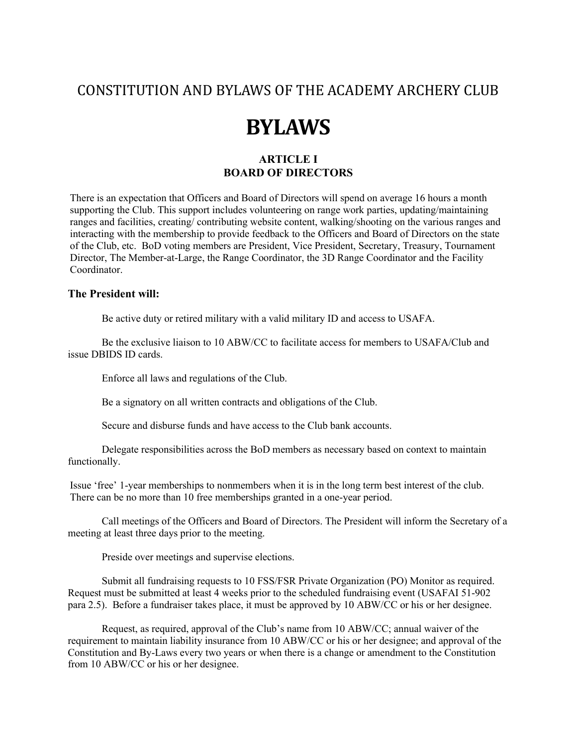CONSTITUTION AND BYLAWS OF THE ACADEMY ARCHERY CLUB

# BYLAWS

## ARTICLE I
## BOARD OF DIRECTORS

There is an expectation that Officers and Board of Directors will spend on average 16 hours a month supporting the Club. This support includes volunteering on range work parties, updating/maintaining ranges and facilities, creating/ contributing website content, walking/shooting on the various ranges and interacting with the membership to provide feedback to the Officers and Board of Directors on the state of the Club, etc. BoD voting members are President, Vice President, Secretary, Treasury, Tournament Director, The Member-at-Large, the Range Coordinator, the 3D Range Coordinator and the Facility Coordinator.

### The President will:

Be active duty or retired military with a valid military ID and access to USAFA.

Be the exclusive liaison to 10 ABW/CC to facilitate access for members to USAFA/Club and issue DBIDS ID cards.

Enforce all laws and regulations of the Club.

Be a signatory on all written contracts and obligations of the Club.

Secure and disburse funds and have access to the Club bank accounts.

Delegate responsibilities across the BoD members as necessary based on context to maintain functionally.

Issue 'free' 1-year memberships to nonmembers when it is in the long term best interest of the club. There can be no more than 10 free memberships granted in a one-year period.

Call meetings of the Officers and Board of Directors. The President will inform the Secretary of a meeting at least three days prior to the meeting.

Preside over meetings and supervise elections.

Submit all fundraising requests to 10 FSS/FSR Private Organization (PO) Monitor as required. Request must be submitted at least 4 weeks prior to the scheduled fundraising event (USAFAI 51-902 para 2.5). Before a fundraiser takes place, it must be approved by 10 ABW/CC or his or her designee.

Request, as required, approval of the Club's name from 10 ABW/CC; annual waiver of the requirement to maintain liability insurance from 10 ABW/CC or his or her designee; and approval of the Constitution and By-Laws every two years or when there is a change or amendment to the Constitution from 10 ABW/CC or his or her designee.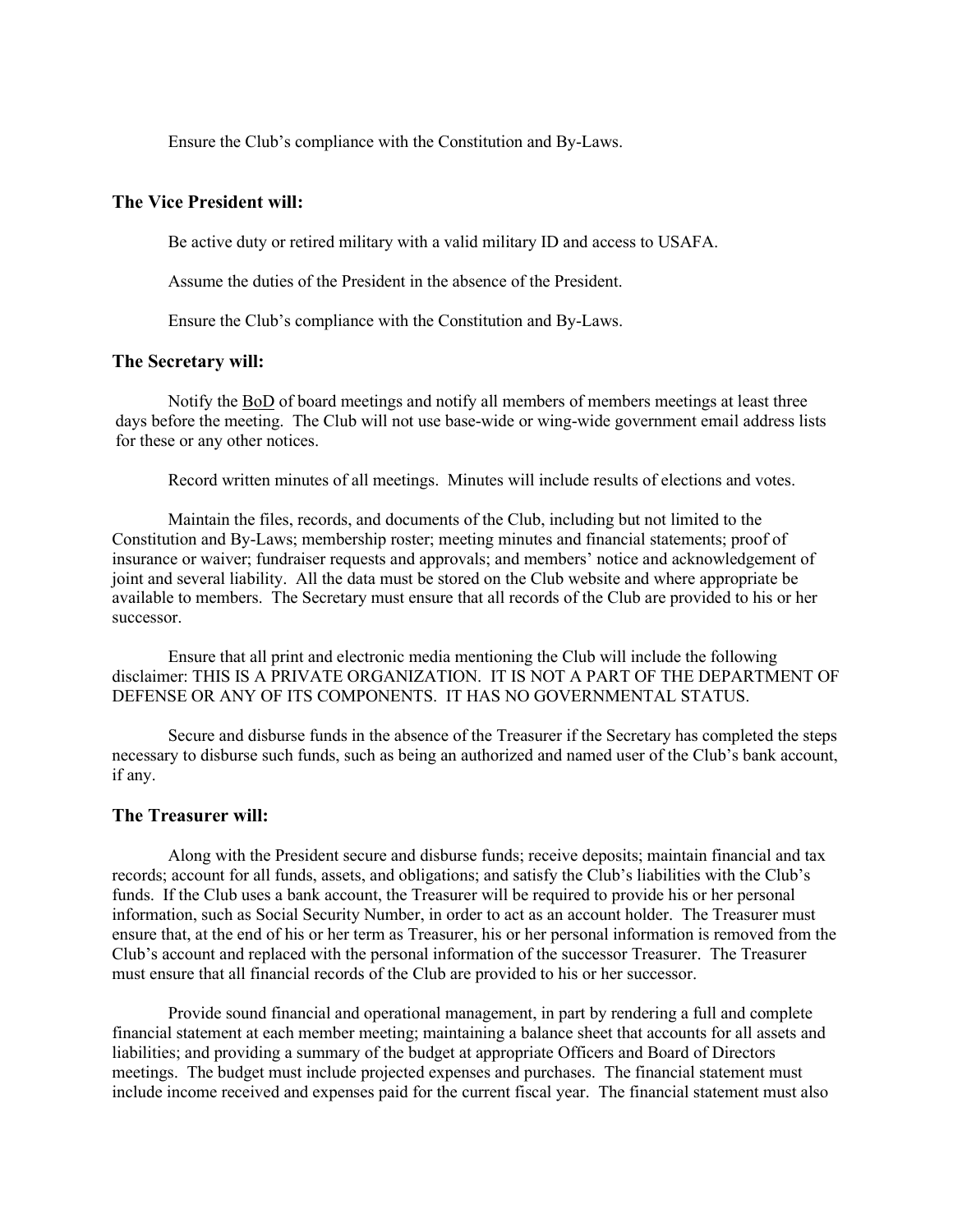Ensure the Club's compliance with the Constitution and By-Laws.

### The Vice President will:

Be active duty or retired military with a valid military ID and access to USAFA.

Assume the duties of the President in the absence of the President.

Ensure the Club's compliance with the Constitution and By-Laws.

### The Secretary will:

Notify the BoD of board meetings and notify all members of members meetings at least three days before the meeting. The Club will not use base-wide or wing-wide government email address lists for these or any other notices.

Record written minutes of all meetings. Minutes will include results of elections and votes.

Maintain the files, records, and documents of the Club, including but not limited to the Constitution and By-Laws; membership roster; meeting minutes and financial statements; proof of insurance or waiver; fundraiser requests and approvals; and members' notice and acknowledgement of joint and several liability. All the data must be stored on the Club website and where appropriate be available to members. The Secretary must ensure that all records of the Club are provided to his or her successor.

Ensure that all print and electronic media mentioning the Club will include the following disclaimer: THIS IS A PRIVATE ORGANIZATION. IT IS NOT A PART OF THE DEPARTMENT OF DEFENSE OR ANY OF ITS COMPONENTS. IT HAS NO GOVERNMENTAL STATUS.

Secure and disburse funds in the absence of the Treasurer if the Secretary has completed the steps necessary to disburse such funds, such as being an authorized and named user of the Club's bank account, if any.

### The Treasurer will:

Along with the President secure and disburse funds; receive deposits; maintain financial and tax records; account for all funds, assets, and obligations; and satisfy the Club's liabilities with the Club's funds. If the Club uses a bank account, the Treasurer will be required to provide his or her personal information, such as Social Security Number, in order to act as an account holder. The Treasurer must ensure that, at the end of his or her term as Treasurer, his or her personal information is removed from the Club's account and replaced with the personal information of the successor Treasurer. The Treasurer must ensure that all financial records of the Club are provided to his or her successor.

Provide sound financial and operational management, in part by rendering a full and complete financial statement at each member meeting; maintaining a balance sheet that accounts for all assets and liabilities; and providing a summary of the budget at appropriate Officers and Board of Directors meetings. The budget must include projected expenses and purchases. The financial statement must include income received and expenses paid for the current fiscal year. The financial statement must also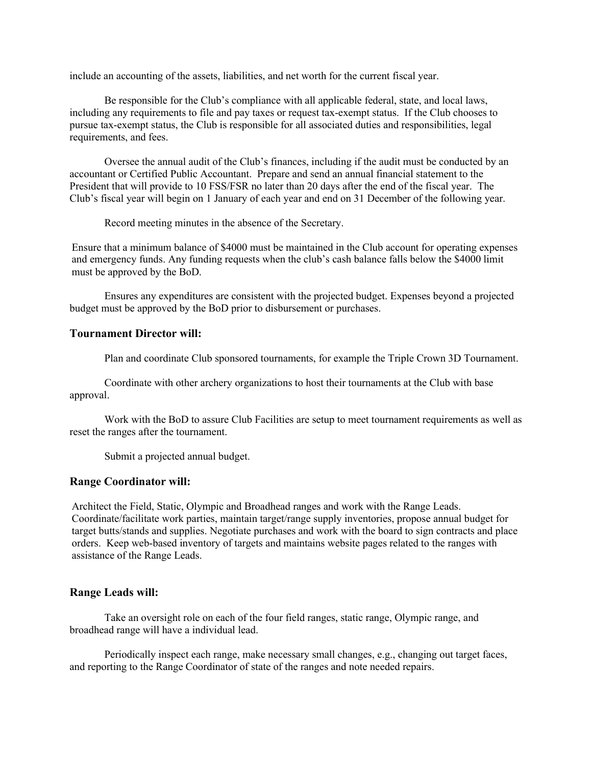include an accounting of the assets, liabilities, and net worth for the current fiscal year.

Be responsible for the Club's compliance with all applicable federal, state, and local laws, including any requirements to file and pay taxes or request tax-exempt status. If the Club chooses to pursue tax-exempt status, the Club is responsible for all associated duties and responsibilities, legal requirements, and fees.

Oversee the annual audit of the Club's finances, including if the audit must be conducted by an accountant or Certified Public Accountant. Prepare and send an annual financial statement to the President that will provide to 10 FSS/FSR no later than 20 days after the end of the fiscal year. The Club's fiscal year will begin on 1 January of each year and end on 31 December of the following year.

Record meeting minutes in the absence of the Secretary.

Ensure that a minimum balance of $4000 must be maintained in the Club account for operating expenses and emergency funds. Any funding requests when the club's cash balance falls below the $4000 limit must be approved by the BoD.

Ensures any expenditures are consistent with the projected budget. Expenses beyond a projected budget must be approved by the BoD prior to disbursement or purchases.

### Tournament Director will:

Plan and coordinate Club sponsored tournaments, for example the Triple Crown 3D Tournament.

Coordinate with other archery organizations to host their tournaments at the Club with base approval.

Work with the BoD to assure Club Facilities are setup to meet tournament requirements as well as reset the ranges after the tournament.

Submit a projected annual budget.

### Range Coordinator will:

Architect the Field, Static, Olympic and Broadhead ranges and work with the Range Leads. Coordinate/facilitate work parties, maintain target/range supply inventories, propose annual budget for target butts/stands and supplies. Negotiate purchases and work with the board to sign contracts and place orders. Keep web-based inventory of targets and maintains website pages related to the ranges with assistance of the Range Leads.

### Range Leads will:

Take an oversight role on each of the four field ranges, static range, Olympic range, and broadhead range will have a individual lead.

Periodically inspect each range, make necessary small changes, e.g., changing out target faces, and reporting to the Range Coordinator of state of the ranges and note needed repairs.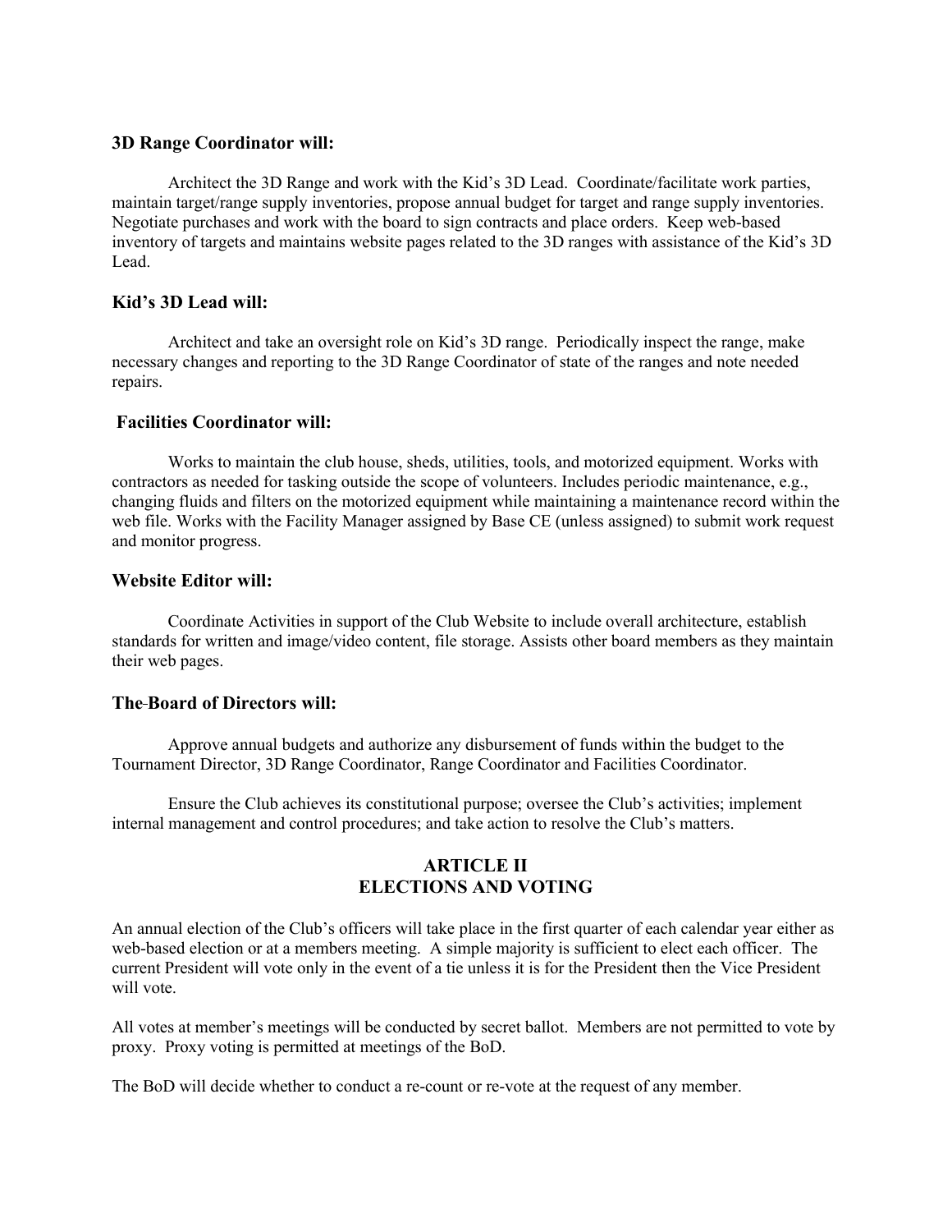**3D Range Coordinator will:**

Architect the 3D Range and work with the Kid's 3D Lead. Coordinate/facilitate work parties, maintain target/range supply inventories, propose annual budget for target and range supply inventories. Negotiate purchases and work with the board to sign contracts and place orders. Keep web-based inventory of targets and maintains website pages related to the 3D ranges with assistance of the Kid's 3D Lead.

**Kid's 3D Lead will:**

Architect and take an oversight role on Kid's 3D range. Periodically inspect the range, make necessary changes and reporting to the 3D Range Coordinator of state of the ranges and note needed repairs.

**Facilities Coordinator will:**

Works to maintain the club house, sheds, utilities, tools, and motorized equipment. Works with contractors as needed for tasking outside the scope of volunteers. Includes periodic maintenance, e.g., changing fluids and filters on the motorized equipment while maintaining a maintenance record within the web file. Works with the Facility Manager assigned by Base CE (unless assigned) to submit work request and monitor progress.

**Website Editor will:**

Coordinate Activities in support of the Club Website to include overall architecture, establish standards for written and image/video content, file storage. Assists other board members as they maintain their web pages.

**The Board of Directors will:**

Approve annual budgets and authorize any disbursement of funds within the budget to the Tournament Director, 3D Range Coordinator, Range Coordinator and Facilities Coordinator.

Ensure the Club achieves its constitutional purpose; oversee the Club's activities; implement internal management and control procedures; and take action to resolve the Club's matters.

## ARTICLE II
## ELECTIONS AND VOTING

An annual election of the Club's officers will take place in the first quarter of each calendar year either as web-based election or at a members meeting. A simple majority is sufficient to elect each officer. The current President will vote only in the event of a tie unless it is for the President then the Vice President will vote.

All votes at member's meetings will be conducted by secret ballot. Members are not permitted to vote by proxy. Proxy voting is permitted at meetings of the BoD.

The BoD will decide whether to conduct a re-count or re-vote at the request of any member.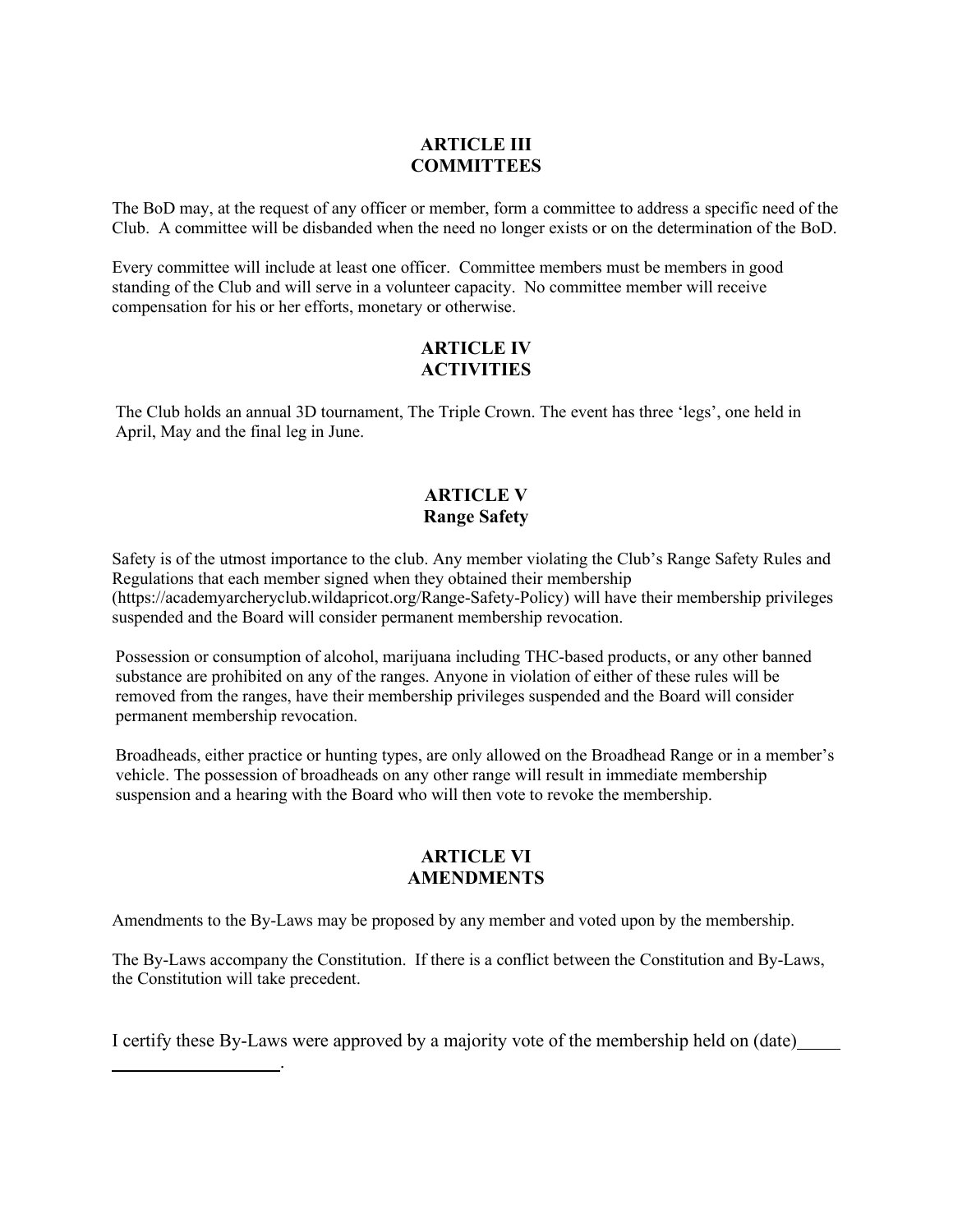## ARTICLE III
## COMMITTEES

The BoD may, at the request of any officer or member, form a committee to address a specific need of the Club. A committee will be disbanded when the need no longer exists or on the determination of the BoD.

Every committee will include at least one officer. Committee members must be members in good standing of the Club and will serve in a volunteer capacity. No committee member will receive compensation for his or her efforts, monetary or otherwise.

## ARTICLE IV
## ACTIVITIES

The Club holds an annual 3D tournament, The Triple Crown. The event has three 'legs', one held in April, May and the final leg in June.

## ARTICLE V
## Range Safety

Safety is of the utmost importance to the club. Any member violating the Club's Range Safety Rules and Regulations that each member signed when they obtained their membership (https://academyarcheryclub.wildapricot.org/Range-Safety-Policy) will have their membership privileges suspended and the Board will consider permanent membership revocation.

Possession or consumption of alcohol, marijuana including THC-based products, or any other banned substance are prohibited on any of the ranges. Anyone in violation of either of these rules will be removed from the ranges, have their membership privileges suspended and the Board will consider permanent membership revocation.

Broadheads, either practice or hunting types, are only allowed on the Broadhead Range or in a member's vehicle. The possession of broadheads on any other range will result in immediate membership suspension and a hearing with the Board who will then vote to revoke the membership.

## ARTICLE VI
## AMENDMENTS

Amendments to the By-Laws may be proposed by any member and voted upon by the membership.

The By-Laws accompany the Constitution. If there is a conflict between the Constitution and By-Laws, the Constitution will take precedent.

I certify these By-Laws were approved by a majority vote of the membership held on (date)\_\_\_\_\_\_\_\_\_\_\_\_\_\_\_\_\_\_\_\_\_\_\_.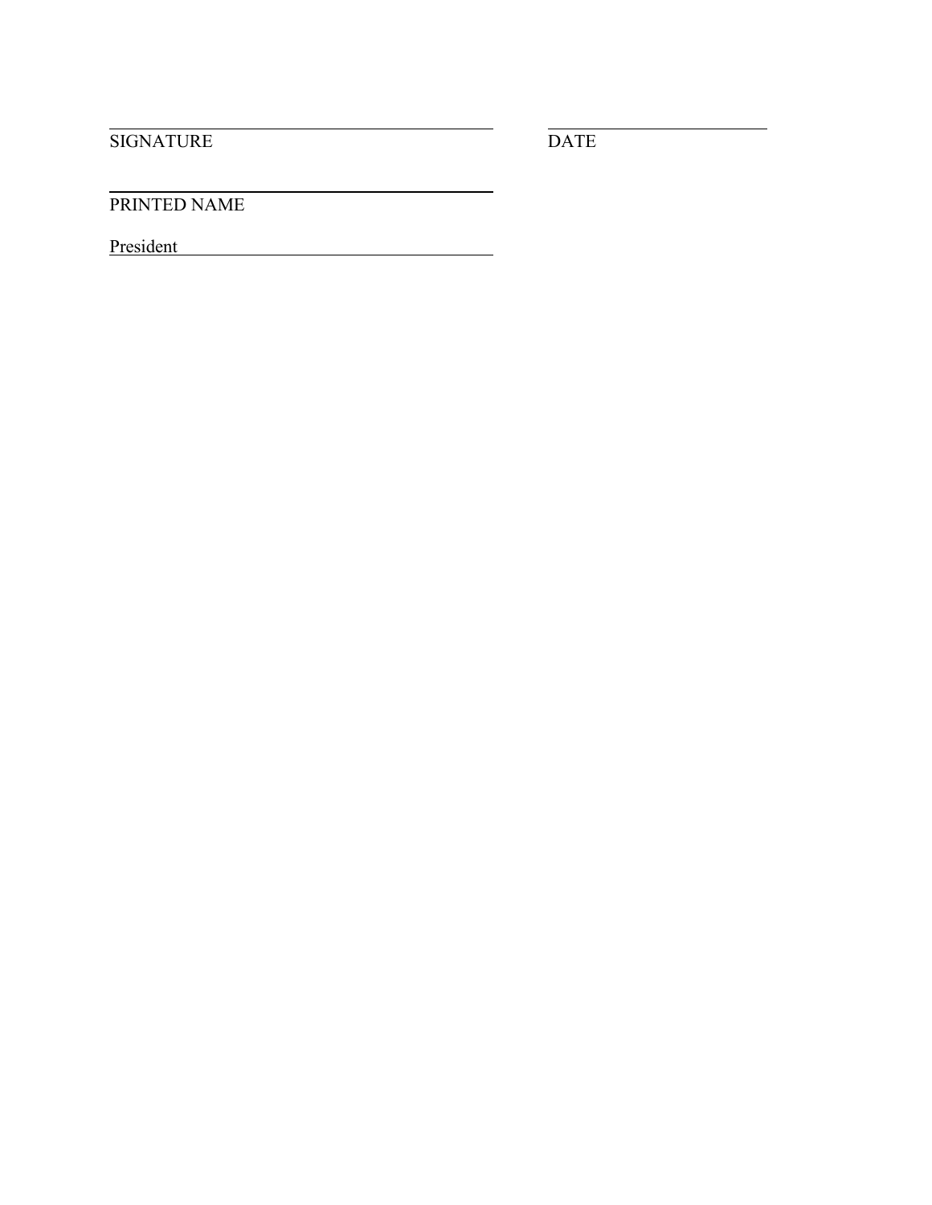\_\_\_\_\_\_\_\_\_\_\_\_\_\_\_\_\_\_\_\_\_\_\_\_\_\_\_\_\_\_\_\_\_\_\_\_\_\_\_\_ \_\_\_\_\_\_\_\_\_\_\_\_\_\_\_\_\_\_\_\_\_\_\_

SIGNATURE DATE

\_\_\_\_\_\_\_\_\_\_\_\_\_\_\_\_\_\_\_\_\_\_\_\_\_\_\_\_\_\_\_\_\_\_\_\_\_\_\_\_

PRINTED NAME

President\_\_\_\_\_\_\_\_\_\_\_\_\_\_\_\_\_\_\_\_\_\_\_\_\_\_\_\_\_\_\_\_